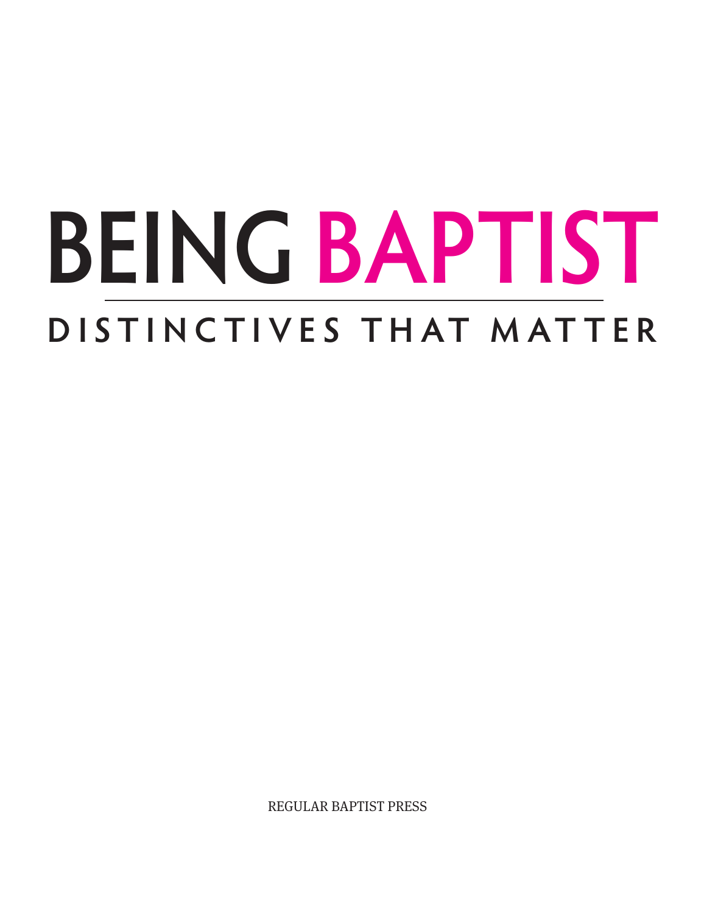# BEING BAPTIST

## DISTINCTIVES THAT MATTER

REGULAR BAPTIST PRESS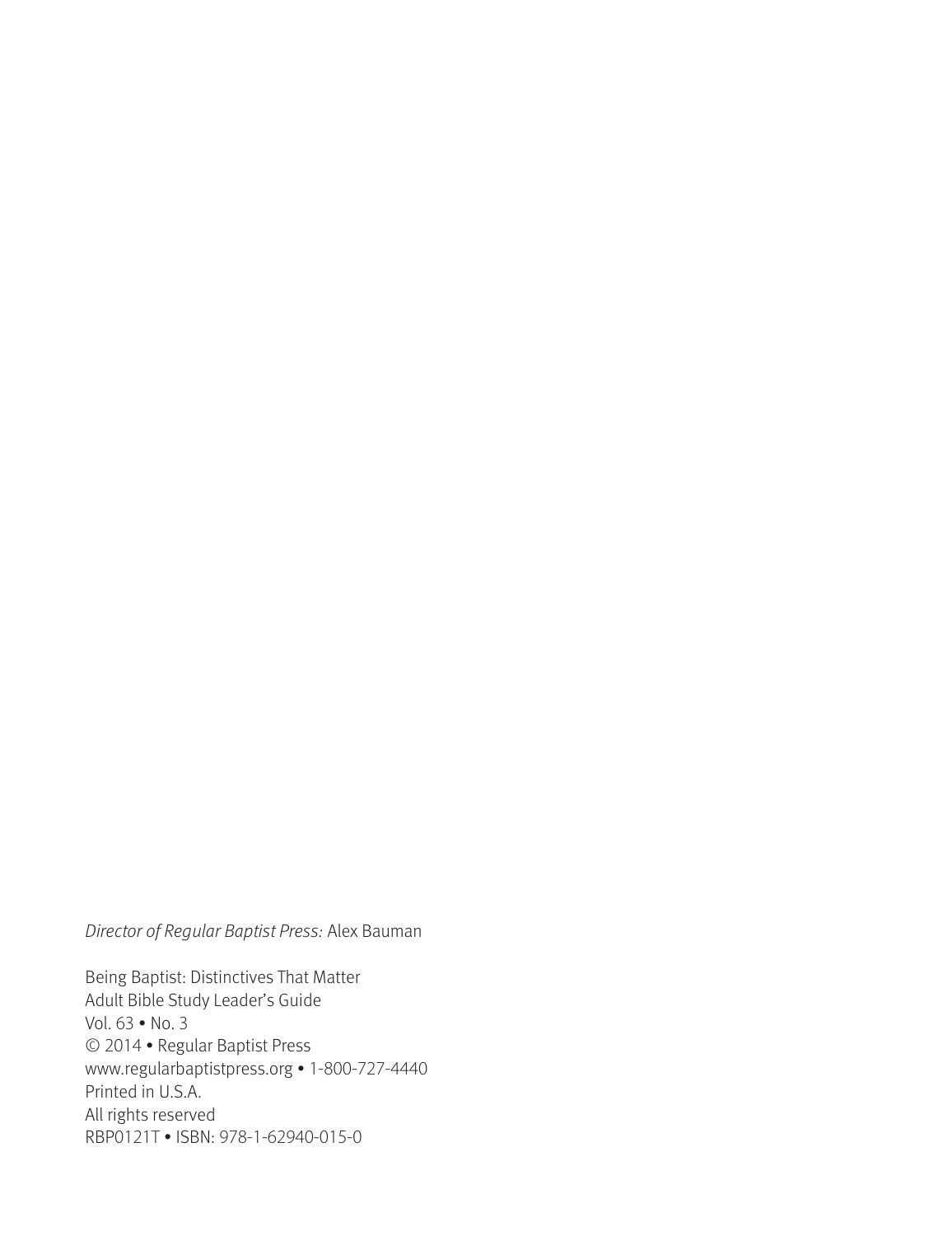*Director of Regular Baptist Press:* Alex Bauman

Being Baptist: Distinctives That Matter
Adult Bible Study Leader's Guide
Vol. 63 • No. 3
© 2014 • Regular Baptist Press
www.regularbaptistpress.org • 1-800-727-4440
Printed in U.S.A.
All rights reserved
RBP0121T • ISBN: 978-1-62940-015-0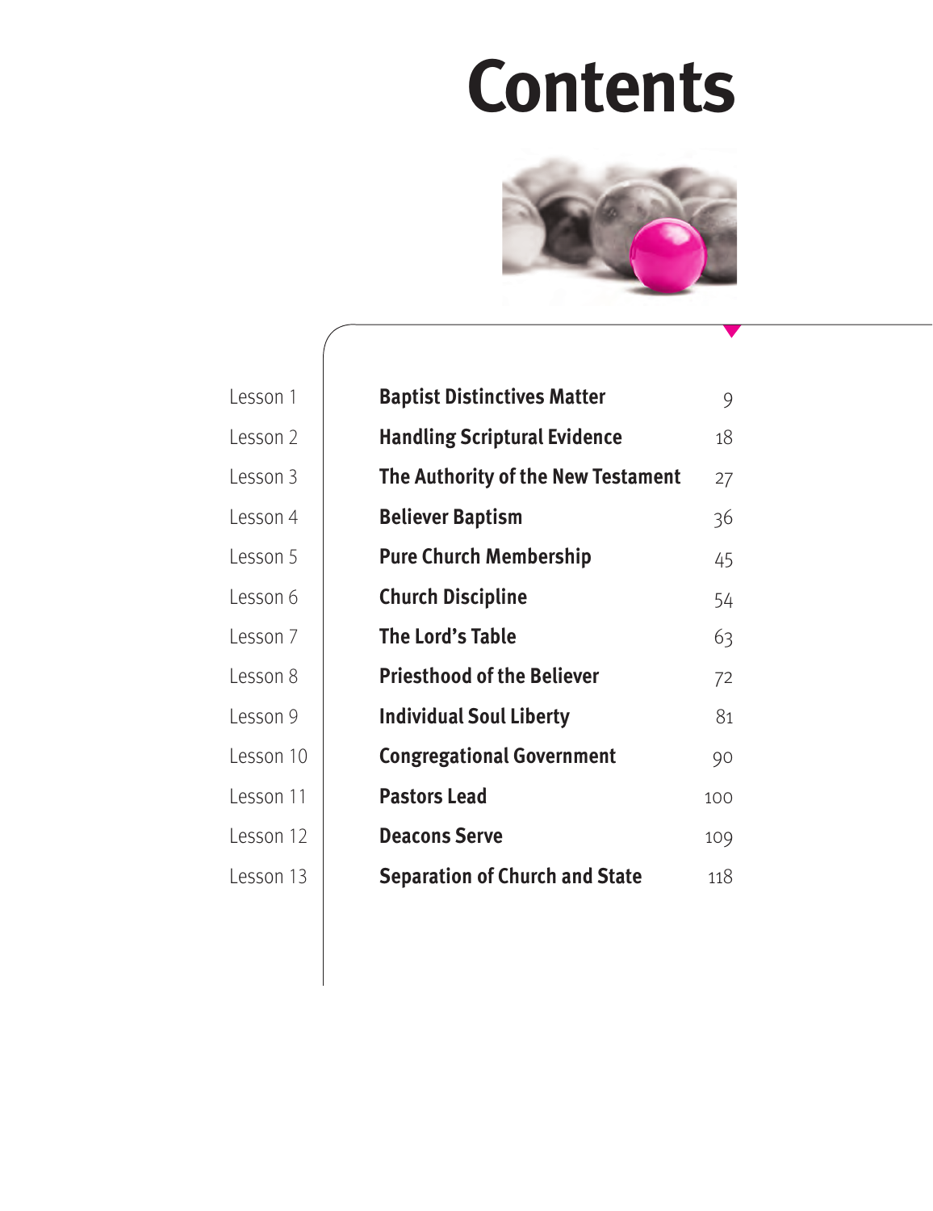# Contents

| | | |
|---|---|---|
| Lesson 1 | **Baptist Distinctives Matter** | 9 |
| Lesson 2 | **Handling Scriptural Evidence** | 18 |
| Lesson 3 | **The Authority of the New Testament** | 27 |
| Lesson 4 | **Believer Baptism** | 36 |
| Lesson 5 | **Pure Church Membership** | 45 |
| Lesson 6 | **Church Discipline** | 54 |
| Lesson 7 | **The Lord's Table** | 63 |
| Lesson 8 | **Priesthood of the Believer** | 72 |
| Lesson 9 | **Individual Soul Liberty** | 81 |
| Lesson 10 | **Congregational Government** | 90 |
| Lesson 11 | **Pastors Lead** | 100 |
| Lesson 12 | **Deacons Serve** | 109 |
| Lesson 13 | **Separation of Church and State** | 118 |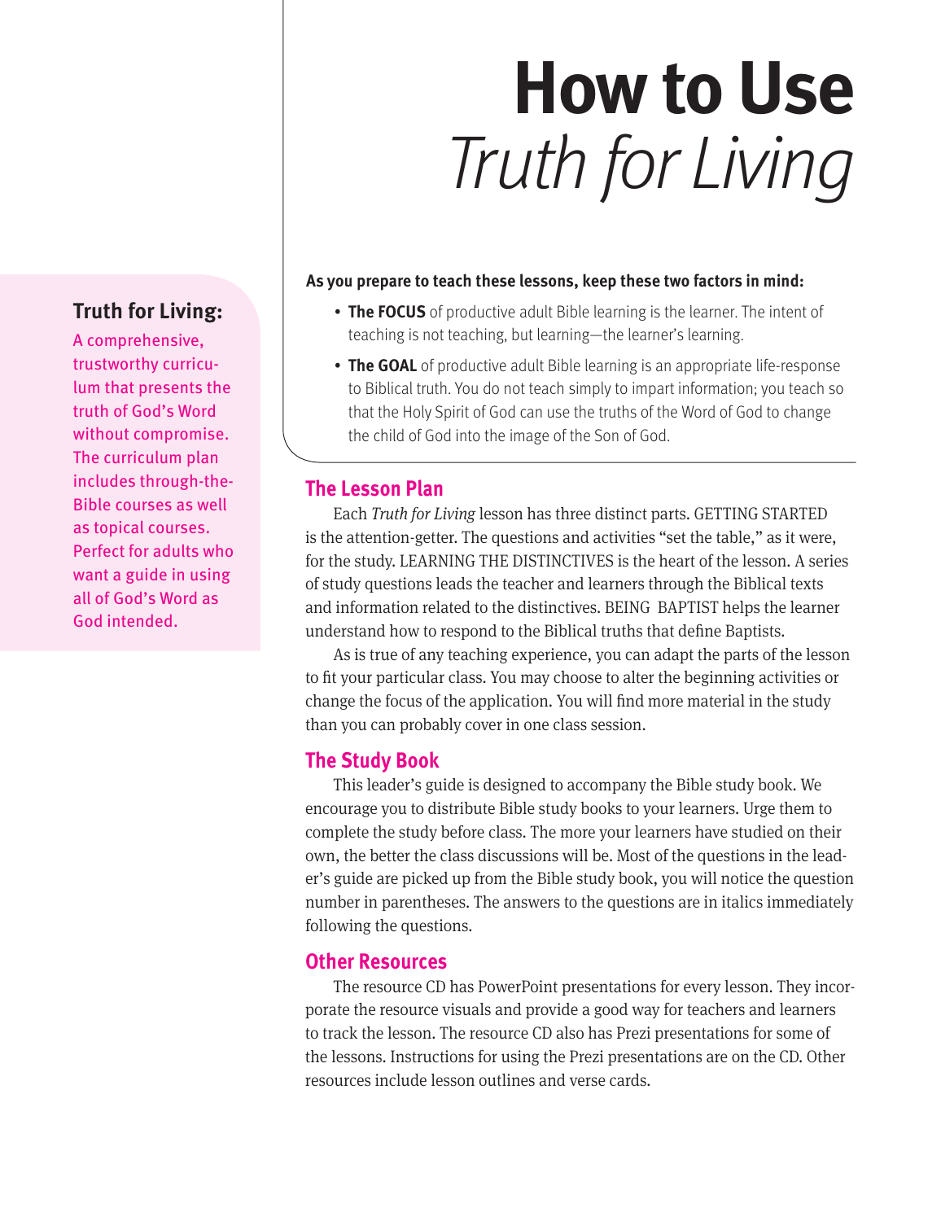# How to Use *Truth for Living*

**Truth for Living:**

A comprehensive, trustworthy curriculum that presents the truth of God's Word without compromise. The curriculum plan includes through-the-Bible courses as well as topical courses. Perfect for adults who want a guide in using all of God's Word as God intended.

**As you prepare to teach these lessons, keep these two factors in mind:**

- **The FOCUS** of productive adult Bible learning is the learner. The intent of teaching is not teaching, but learning—the learner's learning.
- **The GOAL** of productive adult Bible learning is an appropriate life-response to Biblical truth. You do not teach simply to impart information; you teach so that the Holy Spirit of God can use the truths of the Word of God to change the child of God into the image of the Son of God.

## The Lesson Plan

Each *Truth for Living* lesson has three distinct parts. GETTING STARTED is the attention-getter. The questions and activities "set the table," as it were, for the study. LEARNING THE DISTINCTIVES is the heart of the lesson. A series of study questions leads the teacher and learners through the Biblical texts and information related to the distinctives. BEING BAPTIST helps the learner understand how to respond to the Biblical truths that define Baptists.

As is true of any teaching experience, you can adapt the parts of the lesson to fit your particular class. You may choose to alter the beginning activities or change the focus of the application. You will find more material in the study than you can probably cover in one class session.

## The Study Book

This leader's guide is designed to accompany the Bible study book. We encourage you to distribute Bible study books to your learners. Urge them to complete the study before class. The more your learners have studied on their own, the better the class discussions will be. Most of the questions in the leader's guide are picked up from the Bible study book, you will notice the question number in parentheses. The answers to the questions are in italics immediately following the questions.

## Other Resources

The resource CD has PowerPoint presentations for every lesson. They incorporate the resource visuals and provide a good way for teachers and learners to track the lesson. The resource CD also has Prezi presentations for some of the lessons. Instructions for using the Prezi presentations are on the CD. Other resources include lesson outlines and verse cards.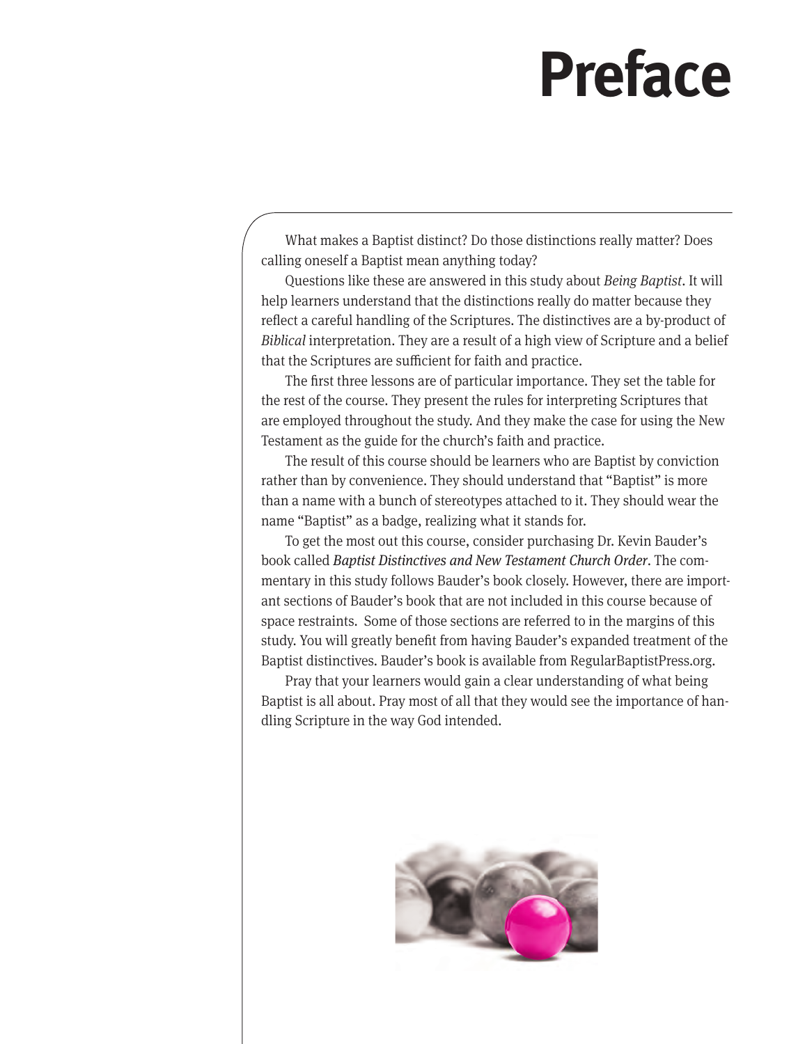# Preface

What makes a Baptist distinct? Do those distinctions really matter? Does calling oneself a Baptist mean anything today?

Questions like these are answered in this study about *Being Baptist*. It will help learners understand that the distinctions really do matter because they reflect a careful handling of the Scriptures. The distinctives are a by-product of *Biblical* interpretation. They are a result of a high view of Scripture and a belief that the Scriptures are sufficient for faith and practice.

The first three lessons are of particular importance. They set the table for the rest of the course. They present the rules for interpreting Scriptures that are employed throughout the study. And they make the case for using the New Testament as the guide for the church's faith and practice.

The result of this course should be learners who are Baptist by conviction rather than by convenience. They should understand that "Baptist" is more than a name with a bunch of stereotypes attached to it. They should wear the name "Baptist" as a badge, realizing what it stands for.

To get the most out this course, consider purchasing Dr. Kevin Bauder's book called *Baptist Distinctives and New Testament Church Order*. The commentary in this study follows Bauder's book closely. However, there are important sections of Bauder's book that are not included in this course because of space restraints. Some of those sections are referred to in the margins of this study. You will greatly benefit from having Bauder's expanded treatment of the Baptist distinctives. Bauder's book is available from RegularBaptistPress.org.

Pray that your learners would gain a clear understanding of what being Baptist is all about. Pray most of all that they would see the importance of handling Scripture in the way God intended.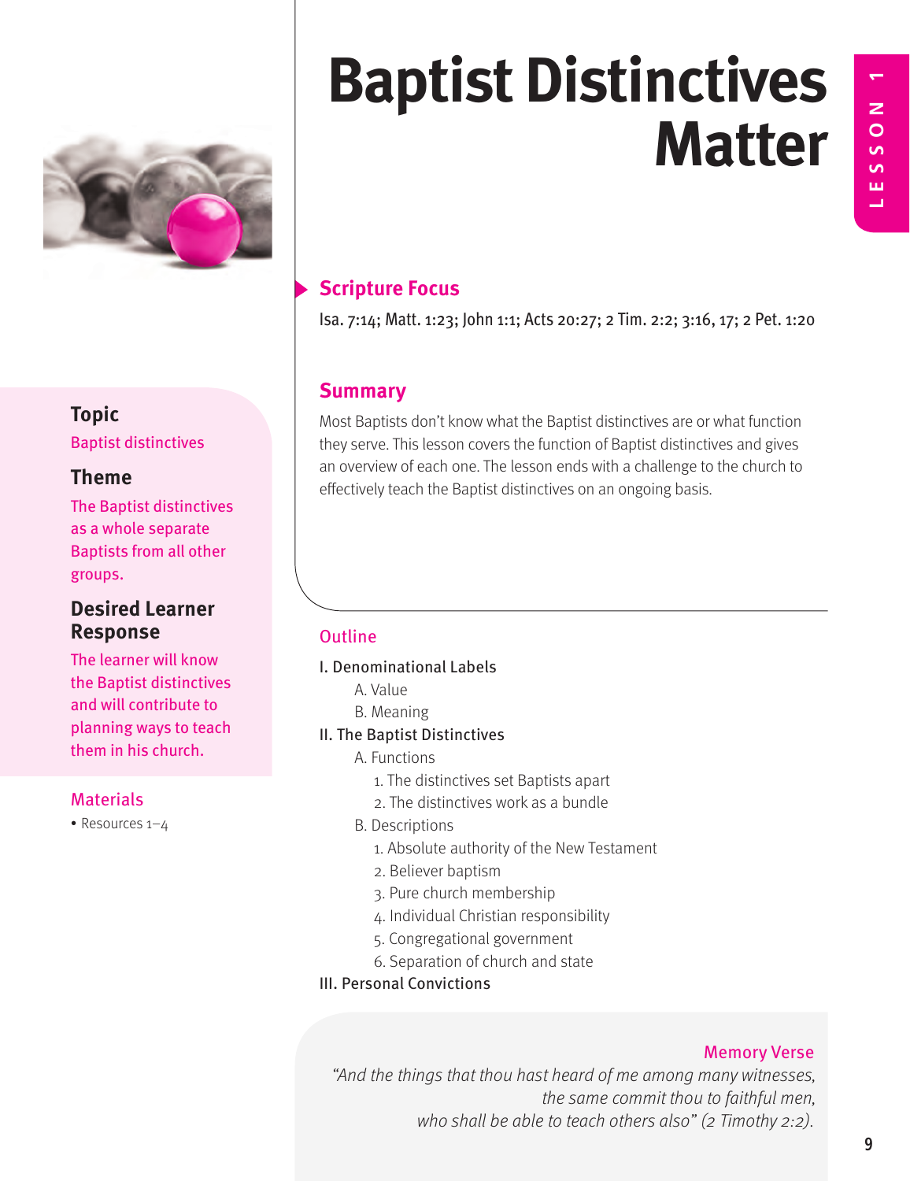# Baptist Distinctives Matter

LESSON 1

## Topic

Baptist distinctives

## Theme

The Baptist distinctives as a whole separate Baptists from all other groups.

## Desired Learner Response

The learner will know the Baptist distinctives and will contribute to planning ways to teach them in his church.

## Materials

- Resources 1–4

## Scripture Focus

Isa. 7:14; Matt. 1:23; John 1:1; Acts 20:27; 2 Tim. 2:2; 3:16, 17; 2 Pet. 1:20

## Summary

Most Baptists don't know what the Baptist distinctives are or what function they serve. This lesson covers the function of Baptist distinctives and gives an overview of each one. The lesson ends with a challenge to the church to effectively teach the Baptist distinctives on an ongoing basis.

## Outline

I. Denominational Labels
   - A. Value
   - B. Meaning

II. The Baptist Distinctives
   - A. Functions
     1. The distinctives set Baptists apart
     2. The distinctives work as a bundle
   - B. Descriptions
     1. Absolute authority of the New Testament
     2. Believer baptism
     3. Pure church membership
     4. Individual Christian responsibility
     5. Congregational government
     6. Separation of church and state

III. Personal Convictions

### Memory Verse

*"And the things that thou hast heard of me among many witnesses, the same commit thou to faithful men, who shall be able to teach others also" (2 Timothy 2:2).*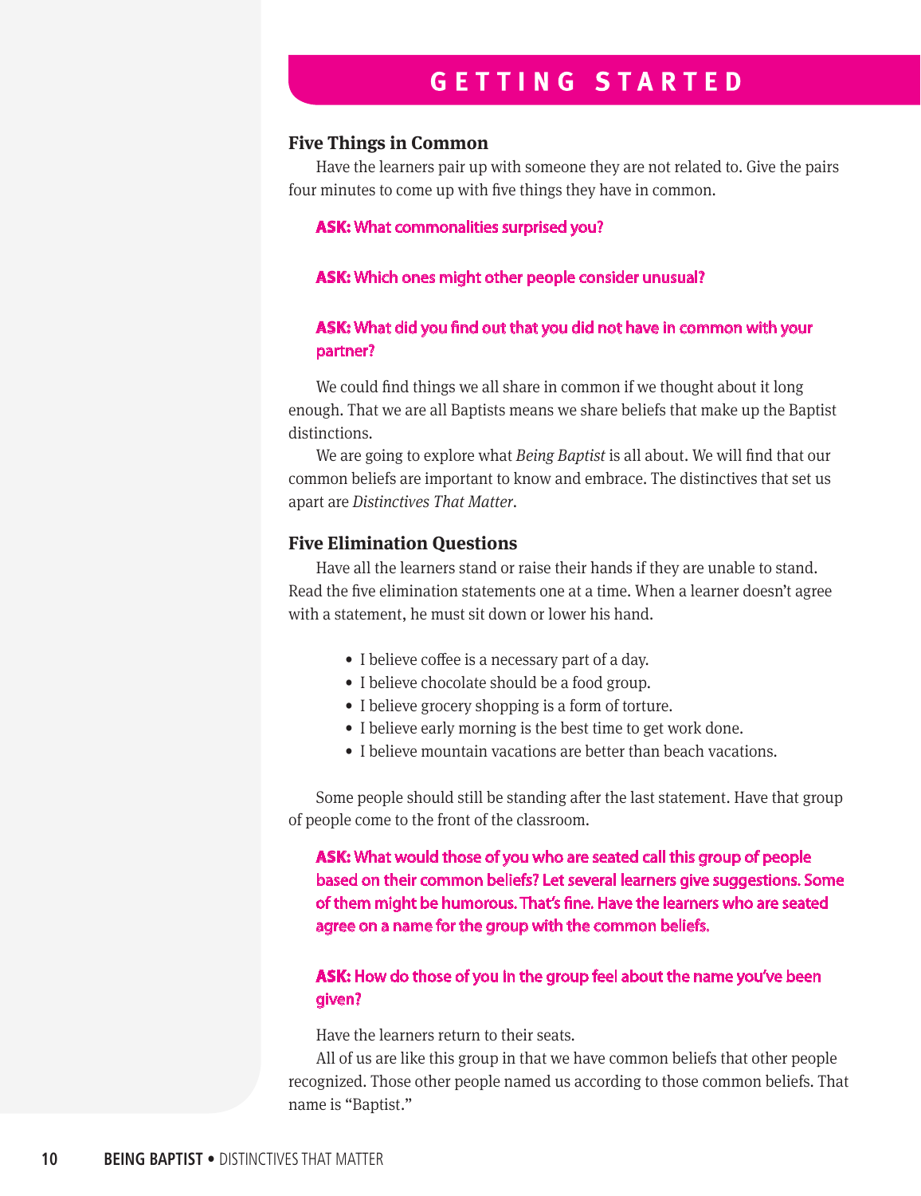## GETTING STARTED

### Five Things in Common

Have the learners pair up with someone they are not related to. Give the pairs four minutes to come up with five things they have in common.

**ASK:** What commonalities surprised you?

**ASK:** Which ones might other people consider unusual?

**ASK:** What did you find out that you did not have in common with your partner?

We could find things we all share in common if we thought about it long enough. That we are all Baptists means we share beliefs that make up the Baptist distinctions.

We are going to explore what *Being Baptist* is all about. We will find that our common beliefs are important to know and embrace. The distinctives that set us apart are *Distinctives That Matter*.

### Five Elimination Questions

Have all the learners stand or raise their hands if they are unable to stand. Read the five elimination statements one at a time. When a learner doesn't agree with a statement, he must sit down or lower his hand.

- I believe coffee is a necessary part of a day.
- I believe chocolate should be a food group.
- I believe grocery shopping is a form of torture.
- I believe early morning is the best time to get work done.
- I believe mountain vacations are better than beach vacations.

Some people should still be standing after the last statement. Have that group of people come to the front of the classroom.

**ASK:** What would those of you who are seated call this group of people based on their common beliefs? Let several learners give suggestions. Some of them might be humorous. That's fine. Have the learners who are seated agree on a name for the group with the common beliefs.

**ASK:** How do those of you in the group feel about the name you've been given?

Have the learners return to their seats.

All of us are like this group in that we have common beliefs that other people recognized. Those other people named us according to those common beliefs. That name is "Baptist."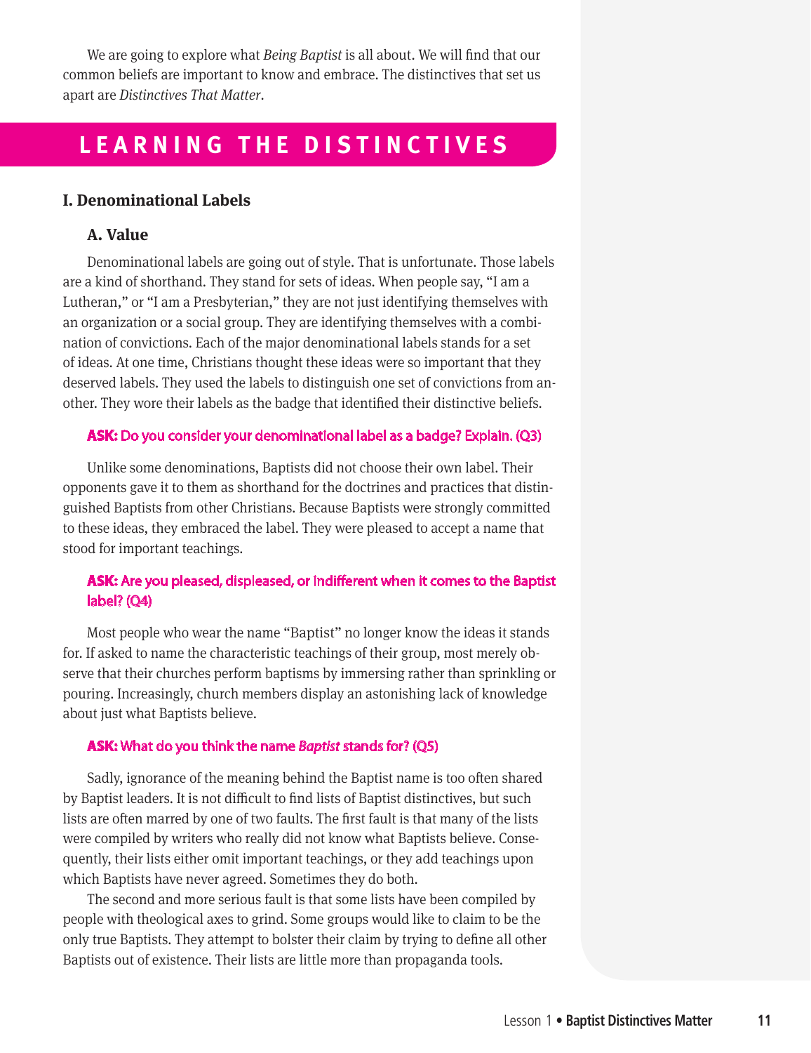We are going to explore what *Being Baptist* is all about. We will find that our common beliefs are important to know and embrace. The distinctives that set us apart are *Distinctives That Matter*.

## LEARNING THE DISTINCTIVES

### I. Denominational Labels

#### A. Value

Denominational labels are going out of style. That is unfortunate. Those labels are a kind of shorthand. They stand for sets of ideas. When people say, "I am a Lutheran," or "I am a Presbyterian," they are not just identifying themselves with an organization or a social group. They are identifying themselves with a combination of convictions. Each of the major denominational labels stands for a set of ideas. At one time, Christians thought these ideas were so important that they deserved labels. They used the labels to distinguish one set of convictions from another. They wore their labels as the badge that identified their distinctive beliefs.

**ASK:** Do you consider your denominational label as a badge? Explain. (Q3)

Unlike some denominations, Baptists did not choose their own label. Their opponents gave it to them as shorthand for the doctrines and practices that distinguished Baptists from other Christians. Because Baptists were strongly committed to these ideas, they embraced the label. They were pleased to accept a name that stood for important teachings.

**ASK:** Are you pleased, displeased, or indifferent when it comes to the Baptist label? (Q4)

Most people who wear the name "Baptist" no longer know the ideas it stands for. If asked to name the characteristic teachings of their group, most merely observe that their churches perform baptisms by immersing rather than sprinkling or pouring. Increasingly, church members display an astonishing lack of knowledge about just what Baptists believe.

**ASK:** What do you think the name *Baptist* stands for? (Q5)

Sadly, ignorance of the meaning behind the Baptist name is too often shared by Baptist leaders. It is not difficult to find lists of Baptist distinctives, but such lists are often marred by one of two faults. The first fault is that many of the lists were compiled by writers who really did not know what Baptists believe. Consequently, their lists either omit important teachings, or they add teachings upon which Baptists have never agreed. Sometimes they do both.

The second and more serious fault is that some lists have been compiled by people with theological axes to grind. Some groups would like to claim to be the only true Baptists. They attempt to bolster their claim by trying to define all other Baptists out of existence. Their lists are little more than propaganda tools.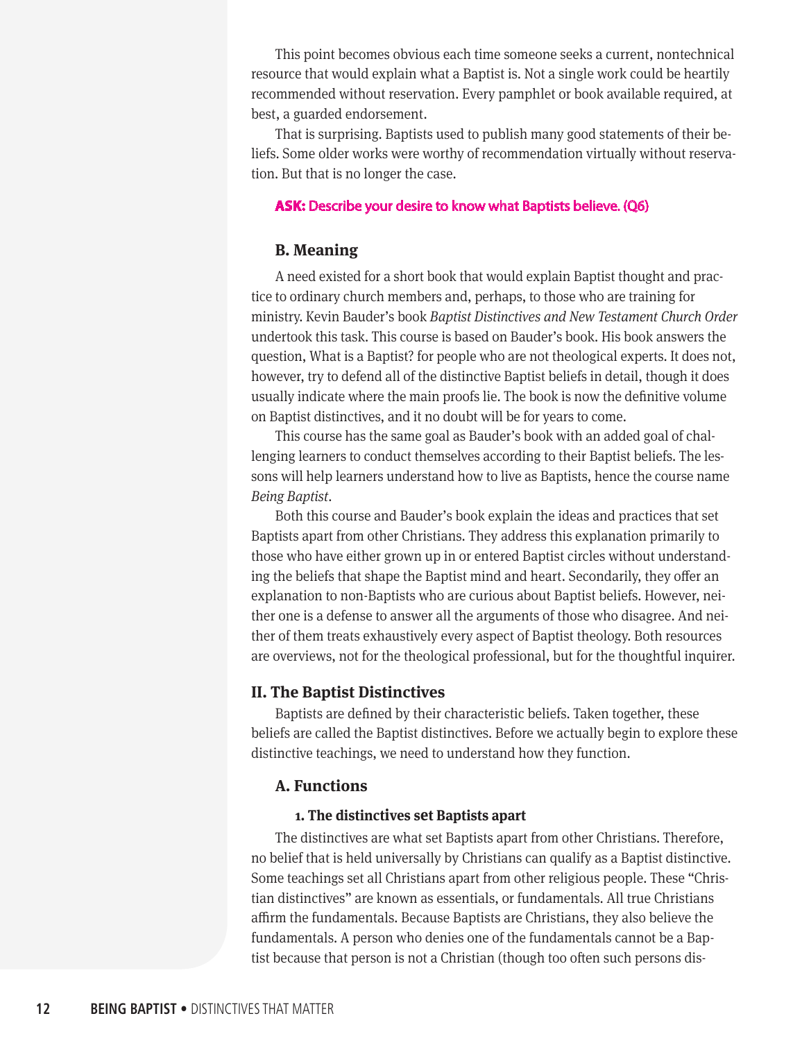This point becomes obvious each time someone seeks a current, nontechnical resource that would explain what a Baptist is. Not a single work could be heartily recommended without reservation. Every pamphlet or book available required, at best, a guarded endorsement.

That is surprising. Baptists used to publish many good statements of their beliefs. Some older works were worthy of recommendation virtually without reservation. But that is no longer the case.

**ASK:** Describe your desire to know what Baptists believe. (Q6)

### B. Meaning

A need existed for a short book that would explain Baptist thought and practice to ordinary church members and, perhaps, to those who are training for ministry. Kevin Bauder's book *Baptist Distinctives and New Testament Church Order* undertook this task. This course is based on Bauder's book. His book answers the question, What is a Baptist? for people who are not theological experts. It does not, however, try to defend all of the distinctive Baptist beliefs in detail, though it does usually indicate where the main proofs lie. The book is now the definitive volume on Baptist distinctives, and it no doubt will be for years to come.

This course has the same goal as Bauder's book with an added goal of challenging learners to conduct themselves according to their Baptist beliefs. The lessons will help learners understand how to live as Baptists, hence the course name *Being Baptist*.

Both this course and Bauder's book explain the ideas and practices that set Baptists apart from other Christians. They address this explanation primarily to those who have either grown up in or entered Baptist circles without understanding the beliefs that shape the Baptist mind and heart. Secondarily, they offer an explanation to non-Baptists who are curious about Baptist beliefs. However, neither one is a defense to answer all the arguments of those who disagree. And neither of them treats exhaustively every aspect of Baptist theology. Both resources are overviews, not for the theological professional, but for the thoughtful inquirer.

## II. The Baptist Distinctives

Baptists are defined by their characteristic beliefs. Taken together, these beliefs are called the Baptist distinctives. Before we actually begin to explore these distinctive teachings, we need to understand how they function.

### A. Functions

#### 1. The distinctives set Baptists apart

The distinctives are what set Baptists apart from other Christians. Therefore, no belief that is held universally by Christians can qualify as a Baptist distinctive. Some teachings set all Christians apart from other religious people. These "Christian distinctives" are known as essentials, or fundamentals. All true Christians affirm the fundamentals. Because Baptists are Christians, they also believe the fundamentals. A person who denies one of the fundamentals cannot be a Baptist because that person is not a Christian (though too often such persons dis-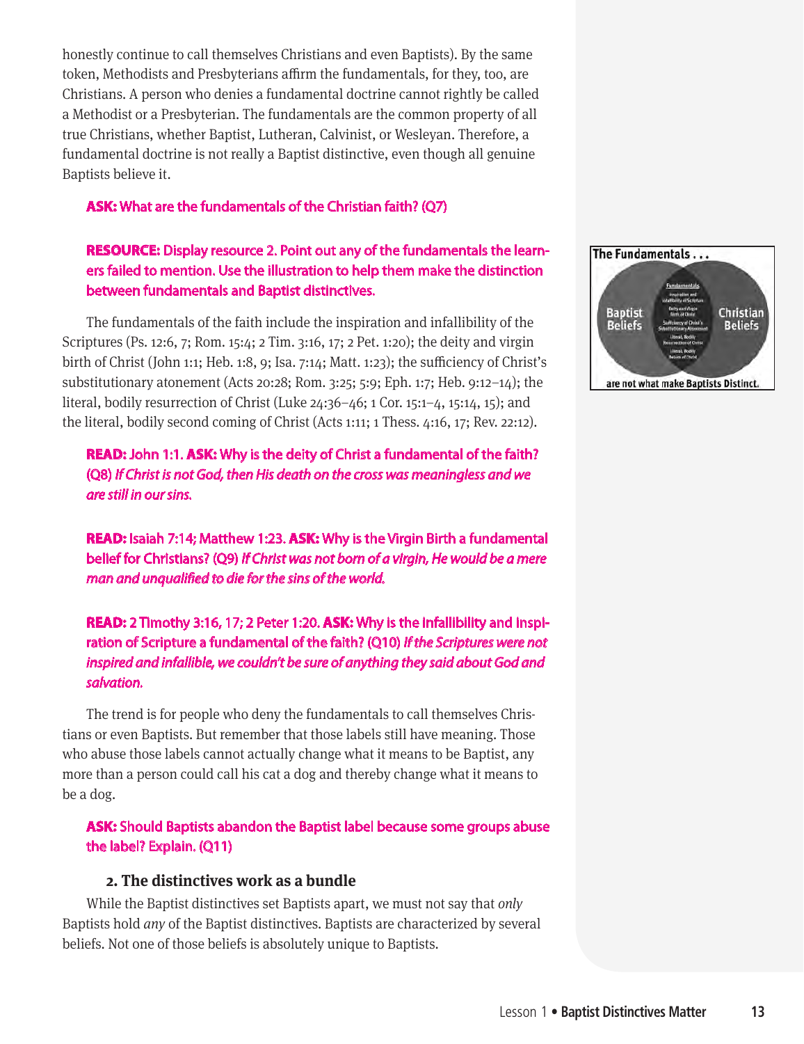honestly continue to call themselves Christians and even Baptists). By the same token, Methodists and Presbyterians affirm the fundamentals, for they, too, are Christians. A person who denies a fundamental doctrine cannot rightly be called a Methodist or a Presbyterian. The fundamentals are the common property of all true Christians, whether Baptist, Lutheran, Calvinist, or Wesleyan. Therefore, a fundamental doctrine is not really a Baptist distinctive, even though all genuine Baptists believe it.

**ASK:** What are the fundamentals of the Christian faith? (Q7)

**RESOURCE:** Display resource 2. Point out any of the fundamentals the learners failed to mention. Use the illustration to help them make the distinction between fundamentals and Baptist distinctives.

The Fundamentals . . .

Baptist Beliefs | Fundamentals: Inspiration and Infallibility of Scripture; Deity and Virgin Birth of Christ; Sufficiency of Christ's Substitutionary Atonement; Literal, Bodily Resurrection of Christ; Literal, Bodily Return of Christ | Christian Beliefs

are not what make Baptists Distinct.

The fundamentals of the faith include the inspiration and infallibility of the Scriptures (Ps. 12:6, 7; Rom. 15:4; 2 Tim. 3:16, 17; 2 Pet. 1:20); the deity and virgin birth of Christ (John 1:1; Heb. 1:8, 9; Isa. 7:14; Matt. 1:23); the sufficiency of Christ's substitutionary atonement (Acts 20:28; Rom. 3:25; 5:9; Eph. 1:7; Heb. 9:12–14); the literal, bodily resurrection of Christ (Luke 24:36–46; 1 Cor. 15:1–4, 15:14, 15); and the literal, bodily second coming of Christ (Acts 1:11; 1 Thess. 4:16, 17; Rev. 22:12).

**READ:** John 1:1. **ASK:** Why is the deity of Christ a fundamental of the faith? (Q8) *If Christ is not God, then His death on the cross was meaningless and we are still in our sins.*

**READ:** Isaiah 7:14; Matthew 1:23. **ASK:** Why is the Virgin Birth a fundamental belief for Christians? (Q9) *If Christ was not born of a virgin, He would be a mere man and unqualified to die for the sins of the world.*

**READ:** 2 Timothy 3:16, 17; 2 Peter 1:20. **ASK:** Why is the infallibility and inspiration of Scripture a fundamental of the faith? (Q10) *If the Scriptures were not inspired and infallible, we couldn't be sure of anything they said about God and salvation.*

The trend is for people who deny the fundamentals to call themselves Christians or even Baptists. But remember that those labels still have meaning. Those who abuse those labels cannot actually change what it means to be Baptist, any more than a person could call his cat a dog and thereby change what it means to be a dog.

**ASK:** Should Baptists abandon the Baptist label because some groups abuse the label? Explain. (Q11)

### 2. The distinctives work as a bundle

While the Baptist distinctives set Baptists apart, we must not say that *only* Baptists hold *any* of the Baptist distinctives. Baptists are characterized by several beliefs. Not one of those beliefs is absolutely unique to Baptists.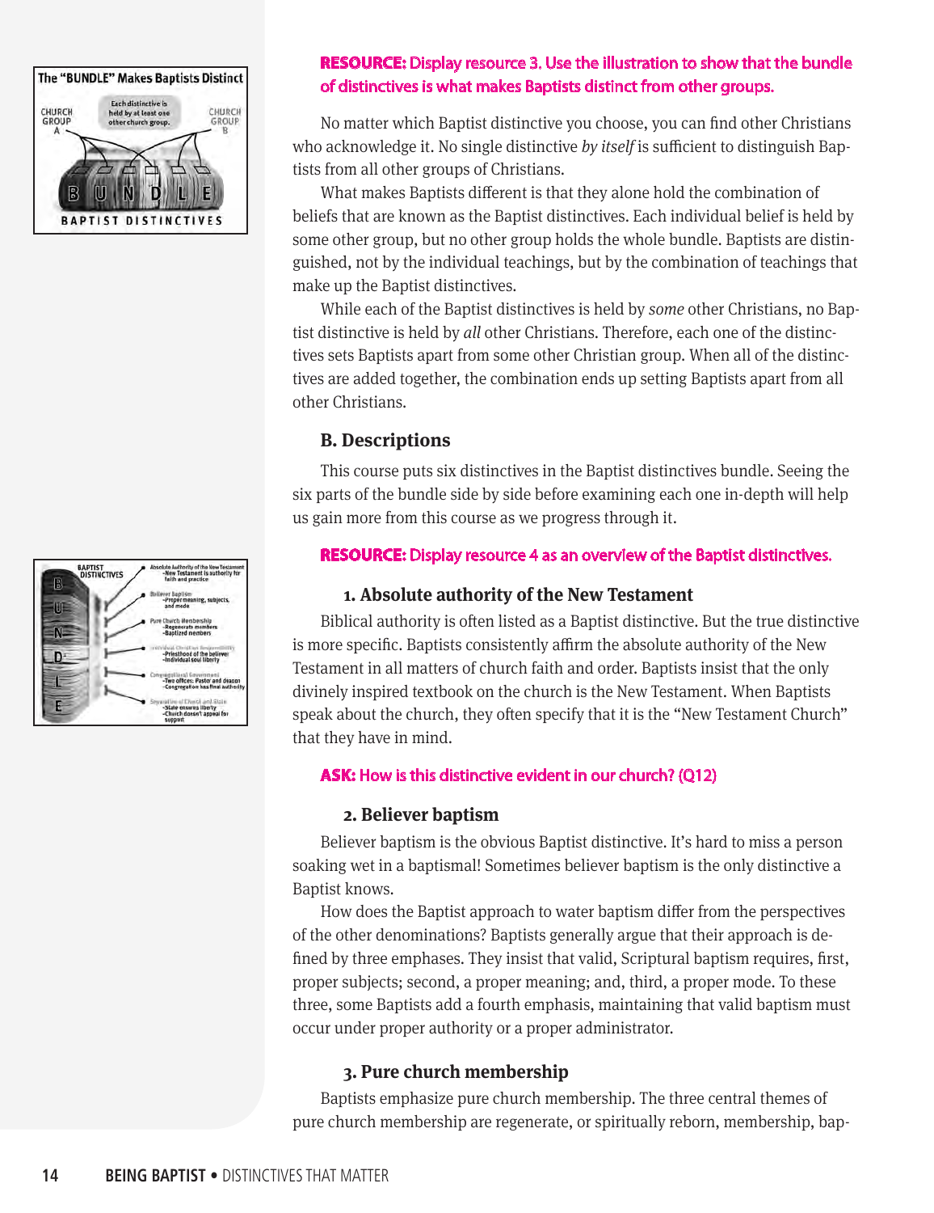**RESOURCE:** Display resource 3. Use the illustration to show that the bundle of distinctives is what makes Baptists distinct from other groups.

No matter which Baptist distinctive you choose, you can find other Christians who acknowledge it. No single distinctive *by itself* is sufficient to distinguish Baptists from all other groups of Christians.

What makes Baptists different is that they alone hold the combination of beliefs that are known as the Baptist distinctives. Each individual belief is held by some other group, but no other group holds the whole bundle. Baptists are distinguished, not by the individual teachings, but by the combination of teachings that make up the Baptist distinctives.

While each of the Baptist distinctives is held by *some* other Christians, no Baptist distinctive is held by *all* other Christians. Therefore, each one of the distinctives sets Baptists apart from some other Christian group. When all of the distinctives are added together, the combination ends up setting Baptists apart from all other Christians.

### B. Descriptions

This course puts six distinctives in the Baptist distinctives bundle. Seeing the six parts of the bundle side by side before examining each one in-depth will help us gain more from this course as we progress through it.

**RESOURCE:** Display resource 4 as an overview of the Baptist distinctives.

#### 1. Absolute authority of the New Testament

Biblical authority is often listed as a Baptist distinctive. But the true distinctive is more specific. Baptists consistently affirm the absolute authority of the New Testament in all matters of church faith and order. Baptists insist that the only divinely inspired textbook on the church is the New Testament. When Baptists speak about the church, they often specify that it is the "New Testament Church" that they have in mind.

**ASK:** How is this distinctive evident in our church? (Q12)

#### 2. Believer baptism

Believer baptism is the obvious Baptist distinctive. It's hard to miss a person soaking wet in a baptismal! Sometimes believer baptism is the only distinctive a Baptist knows.

How does the Baptist approach to water baptism differ from the perspectives of the other denominations? Baptists generally argue that their approach is defined by three emphases. They insist that valid, Scriptural baptism requires, first, proper subjects; second, a proper meaning; and, third, a proper mode. To these three, some Baptists add a fourth emphasis, maintaining that valid baptism must occur under proper authority or a proper administrator.

#### 3. Pure church membership

Baptists emphasize pure church membership. The three central themes of pure church membership are regenerate, or spiritually reborn, membership, bap-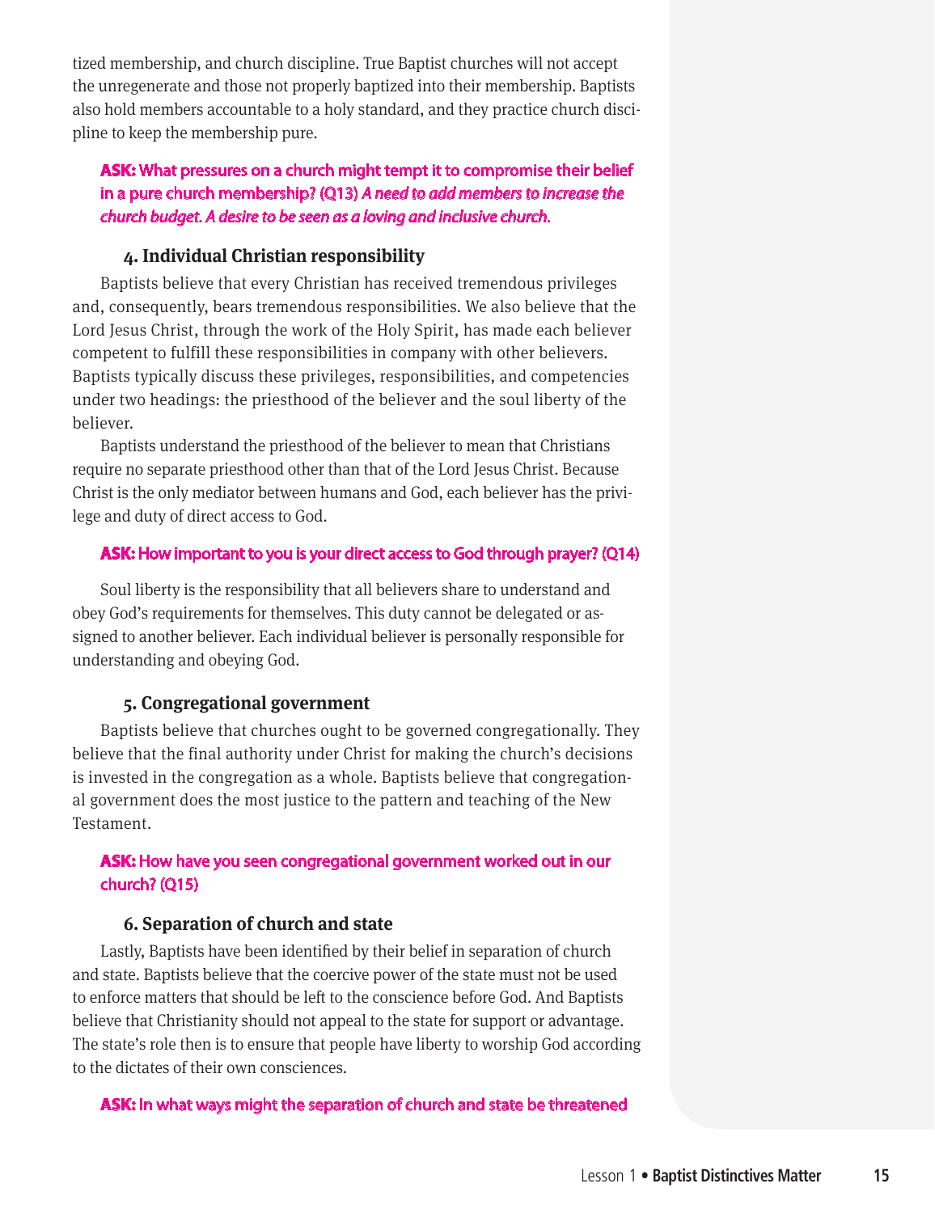tized membership, and church discipline. True Baptist churches will not accept the unregenerate and those not properly baptized into their membership. Baptists also hold members accountable to a holy standard, and they practice church discipline to keep the membership pure.

**ASK: What pressures on a church might tempt it to compromise their belief in a pure church membership? (Q13)** *A need to add members to increase the church budget. A desire to be seen as a loving and inclusive church.*

### 4. Individual Christian responsibility

Baptists believe that every Christian has received tremendous privileges and, consequently, bears tremendous responsibilities. We also believe that the Lord Jesus Christ, through the work of the Holy Spirit, has made each believer competent to fulfill these responsibilities in company with other believers. Baptists typically discuss these privileges, responsibilities, and competencies under two headings: the priesthood of the believer and the soul liberty of the believer.

Baptists understand the priesthood of the believer to mean that Christians require no separate priesthood other than that of the Lord Jesus Christ. Because Christ is the only mediator between humans and God, each believer has the privilege and duty of direct access to God.

**ASK: How important to you is your direct access to God through prayer? (Q14)**

Soul liberty is the responsibility that all believers share to understand and obey God's requirements for themselves. This duty cannot be delegated or assigned to another believer. Each individual believer is personally responsible for understanding and obeying God.

### 5. Congregational government

Baptists believe that churches ought to be governed congregationally. They believe that the final authority under Christ for making the church's decisions is invested in the congregation as a whole. Baptists believe that congregational government does the most justice to the pattern and teaching of the New Testament.

**ASK: How have you seen congregational government worked out in our church? (Q15)**

### 6. Separation of church and state

Lastly, Baptists have been identified by their belief in separation of church and state. Baptists believe that the coercive power of the state must not be used to enforce matters that should be left to the conscience before God. And Baptists believe that Christianity should not appeal to the state for support or advantage. The state's role then is to ensure that people have liberty to worship God according to the dictates of their own consciences.

**ASK: In what ways might the separation of church and state be threatened**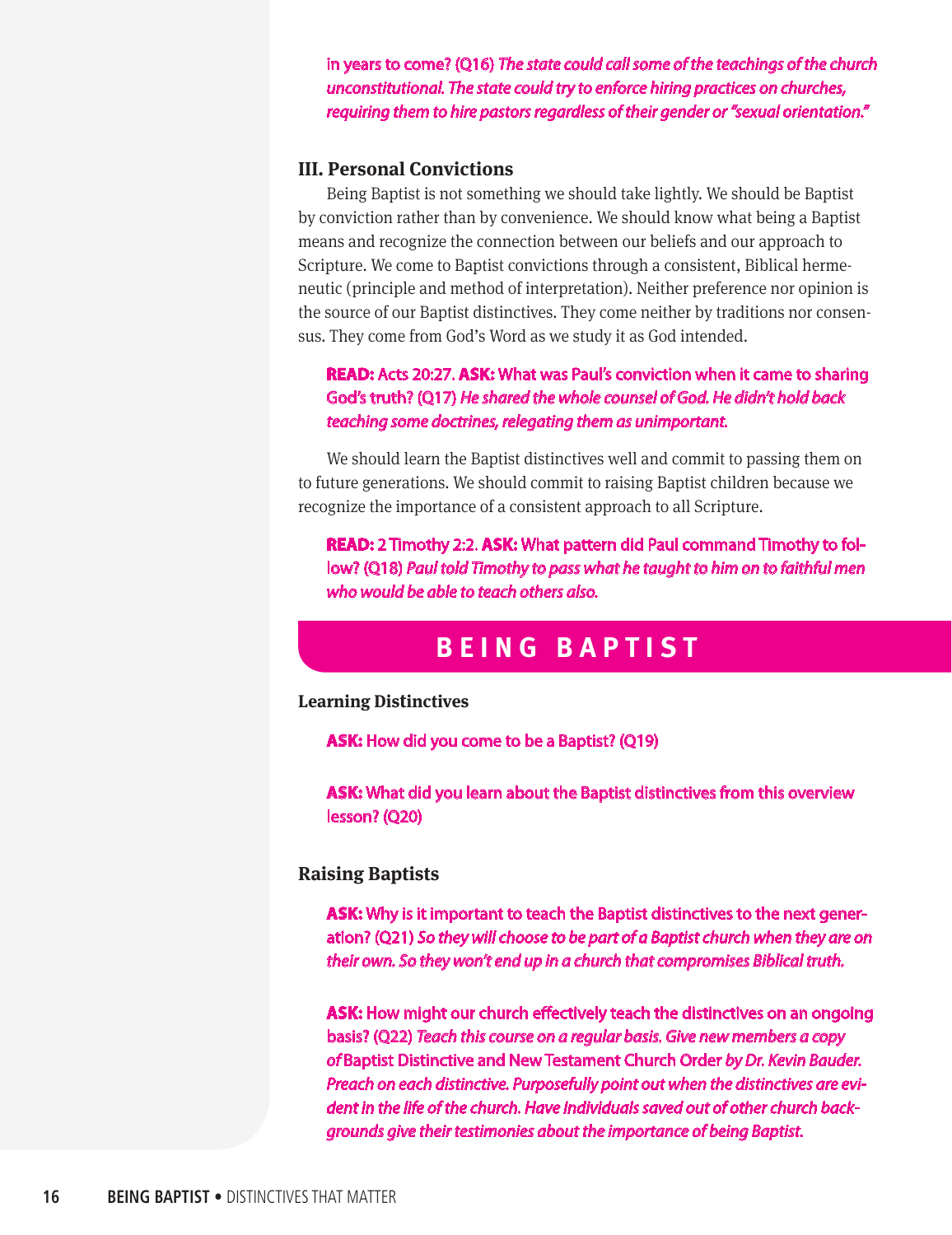in years to come? (Q16) *The state could call some of the teachings of the church unconstitutional. The state could try to enforce hiring practices on churches, requiring them to hire pastors regardless of their gender or "sexual orientation."*

### III. Personal Convictions

Being Baptist is not something we should take lightly. We should be Baptist by conviction rather than by convenience. We should know what being a Baptist means and recognize the connection between our beliefs and our approach to Scripture. We come to Baptist convictions through a consistent, Biblical hermeneutic (principle and method of interpretation). Neither preference nor opinion is the source of our Baptist distinctives. They come neither by traditions nor consensus. They come from God's Word as we study it as God intended.

**READ:** Acts 20:27. **ASK:** What was Paul's conviction when it came to sharing God's truth? (Q17) *He shared the whole counsel of God. He didn't hold back teaching some doctrines, relegating them as unimportant.*

We should learn the Baptist distinctives well and commit to passing them on to future generations. We should commit to raising Baptist children because we recognize the importance of a consistent approach to all Scripture.

**READ:** 2 Timothy 2:2. **ASK:** What pattern did Paul command Timothy to follow? (Q18) *Paul told Timothy to pass what he taught to him on to faithful men who would be able to teach others also.*

## BEING BAPTIST

### Learning Distinctives

**ASK:** How did you come to be a Baptist? (Q19)

**ASK:** What did you learn about the Baptist distinctives from this overview lesson? (Q20)

### Raising Baptists

**ASK:** Why is it important to teach the Baptist distinctives to the next generation? (Q21) *So they will choose to be part of a Baptist church when they are on their own. So they won't end up in a church that compromises Biblical truth.*

**ASK:** How might our church effectively teach the distinctives on an ongoing basis? (Q22) *Teach this course on a regular basis. Give new members a copy of* Baptist Distinctive and New Testament Church Order *by Dr. Kevin Bauder. Preach on each distinctive. Purposefully point out when the distinctives are evident in the life of the church. Have individuals saved out of other church backgrounds give their testimonies about the importance of being Baptist.*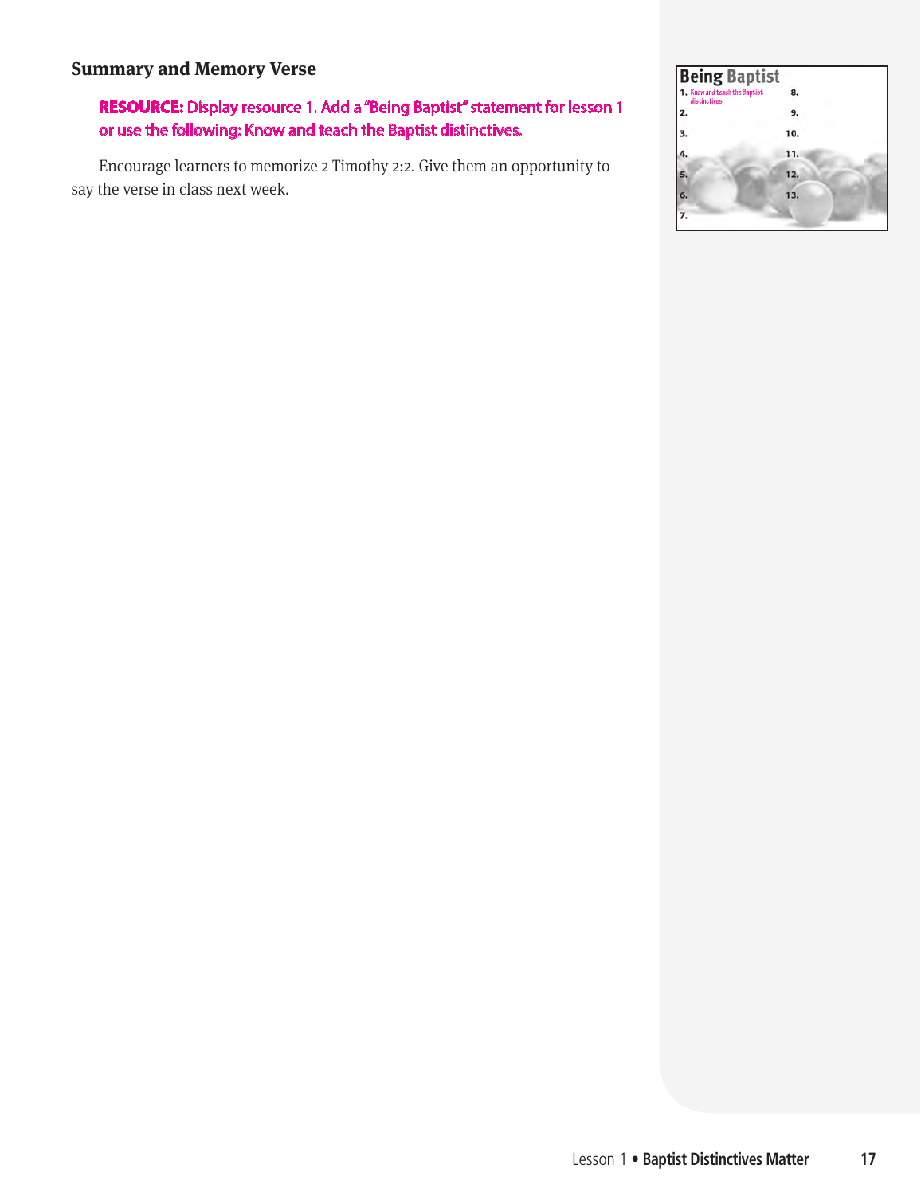## Summary and Memory Verse

**RESOURCE:** Display resource 1. Add a "Being Baptist" statement for lesson 1 or use the following: Know and teach the Baptist distinctives.

Encourage learners to memorize 2 Timothy 2:2. Give them an opportunity to say the verse in class next week.

**Being Baptist**

1. Know and teach the Baptist distinctives.
2.
3.
4.
5.
6.
7.
8.
9.
10.
11.
12.
13.